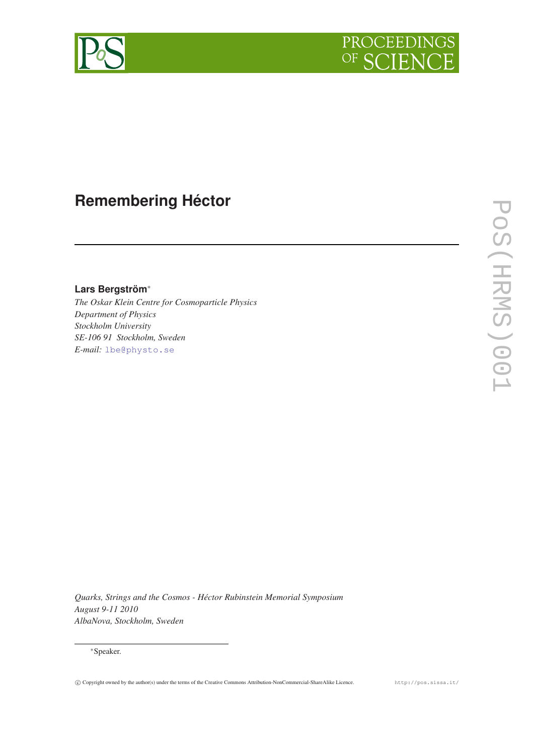# Remembering Héctor

**Lars Bergström***

*The Oskar Klein Centre for Cosmoparticle Physics*
*Department of Physics*
*Stockholm University*
*SE-106 91 Stockholm, Sweden*
*E-mail:* lbe@physto.se

*Quarks, Strings and the Cosmos - Héctor Rubinstein Memorial Symposium*
*August 9-11 2010*
*AlbaNova, Stockholm, Sweden*

*Speaker.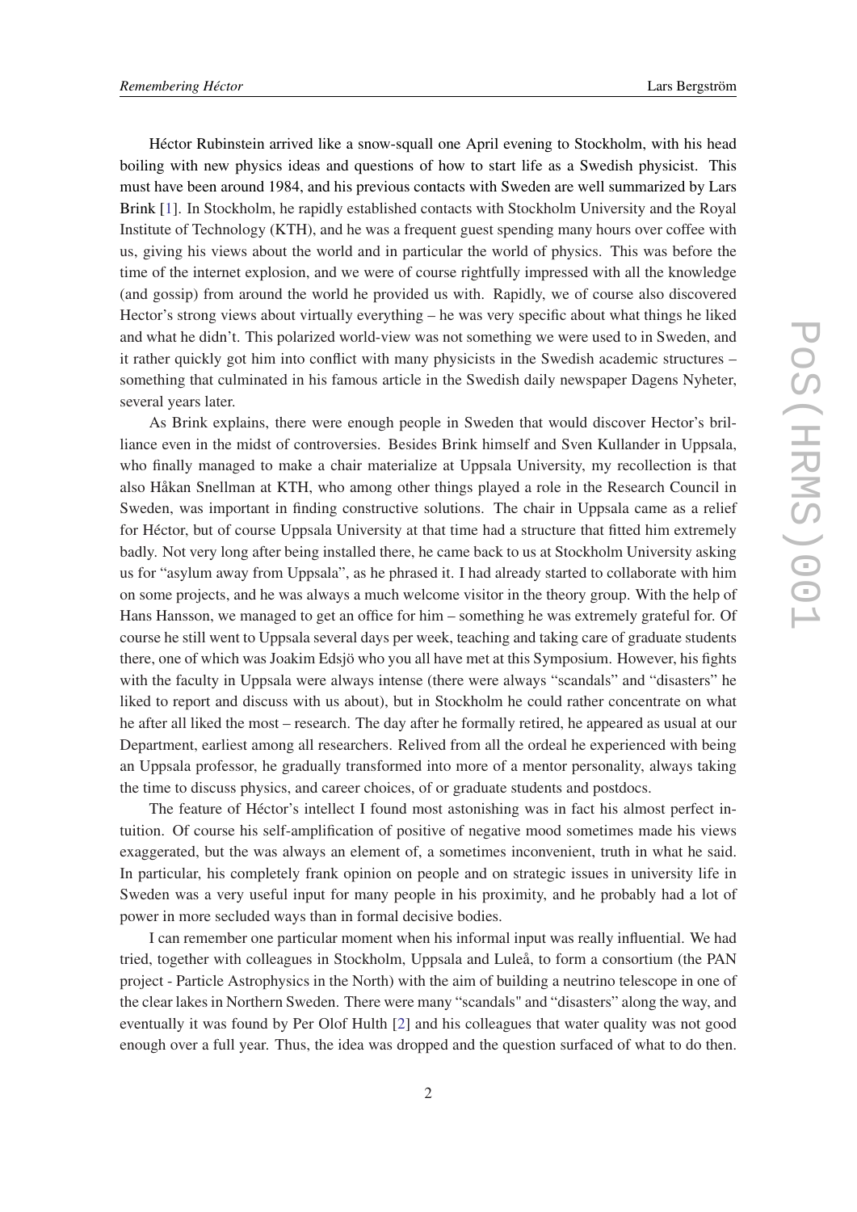Héctor Rubinstein arrived like a snow-squall one April evening to Stockholm, with his head boiling with new physics ideas and questions of how to start life as a Swedish physicist. This must have been around 1984, and his previous contacts with Sweden are well summarized by Lars Brink [1]. In Stockholm, he rapidly established contacts with Stockholm University and the Royal Institute of Technology (KTH), and he was a frequent guest spending many hours over coffee with us, giving his views about the world and in particular the world of physics. This was before the time of the internet explosion, and we were of course rightfully impressed with all the knowledge (and gossip) from around the world he provided us with. Rapidly, we of course also discovered Hector's strong views about virtually everything – he was very specific about what things he liked and what he didn't. This polarized world-view was not something we were used to in Sweden, and it rather quickly got him into conflict with many physicists in the Swedish academic structures – something that culminated in his famous article in the Swedish daily newspaper Dagens Nyheter, several years later.

As Brink explains, there were enough people in Sweden that would discover Hector's brilliance even in the midst of controversies. Besides Brink himself and Sven Kullander in Uppsala, who finally managed to make a chair materialize at Uppsala University, my recollection is that also Håkan Snellman at KTH, who among other things played a role in the Research Council in Sweden, was important in finding constructive solutions. The chair in Uppsala came as a relief for Héctor, but of course Uppsala University at that time had a structure that fitted him extremely badly. Not very long after being installed there, he came back to us at Stockholm University asking us for "asylum away from Uppsala", as he phrased it. I had already started to collaborate with him on some projects, and he was always a much welcome visitor in the theory group. With the help of Hans Hansson, we managed to get an office for him – something he was extremely grateful for. Of course he still went to Uppsala several days per week, teaching and taking care of graduate students there, one of which was Joakim Edsjö who you all have met at this Symposium. However, his fights with the faculty in Uppsala were always intense (there were always "scandals" and "disasters" he liked to report and discuss with us about), but in Stockholm he could rather concentrate on what he after all liked the most – research. The day after he formally retired, he appeared as usual at our Department, earliest among all researchers. Relived from all the ordeal he experienced with being an Uppsala professor, he gradually transformed into more of a mentor personality, always taking the time to discuss physics, and career choices, of or graduate students and postdocs.

The feature of Héctor's intellect I found most astonishing was in fact his almost perfect intuition. Of course his self-amplification of positive of negative mood sometimes made his views exaggerated, but the was always an element of, a sometimes inconvenient, truth in what he said. In particular, his completely frank opinion on people and on strategic issues in university life in Sweden was a very useful input for many people in his proximity, and he probably had a lot of power in more secluded ways than in formal decisive bodies.

I can remember one particular moment when his informal input was really influential. We had tried, together with colleagues in Stockholm, Uppsala and Luleå, to form a consortium (the PAN project - Particle Astrophysics in the North) with the aim of building a neutrino telescope in one of the clear lakes in Northern Sweden. There were many "scandals" and "disasters" along the way, and eventually it was found by Per Olof Hulth [2] and his colleagues that water quality was not good enough over a full year. Thus, the idea was dropped and the question surfaced of what to do then.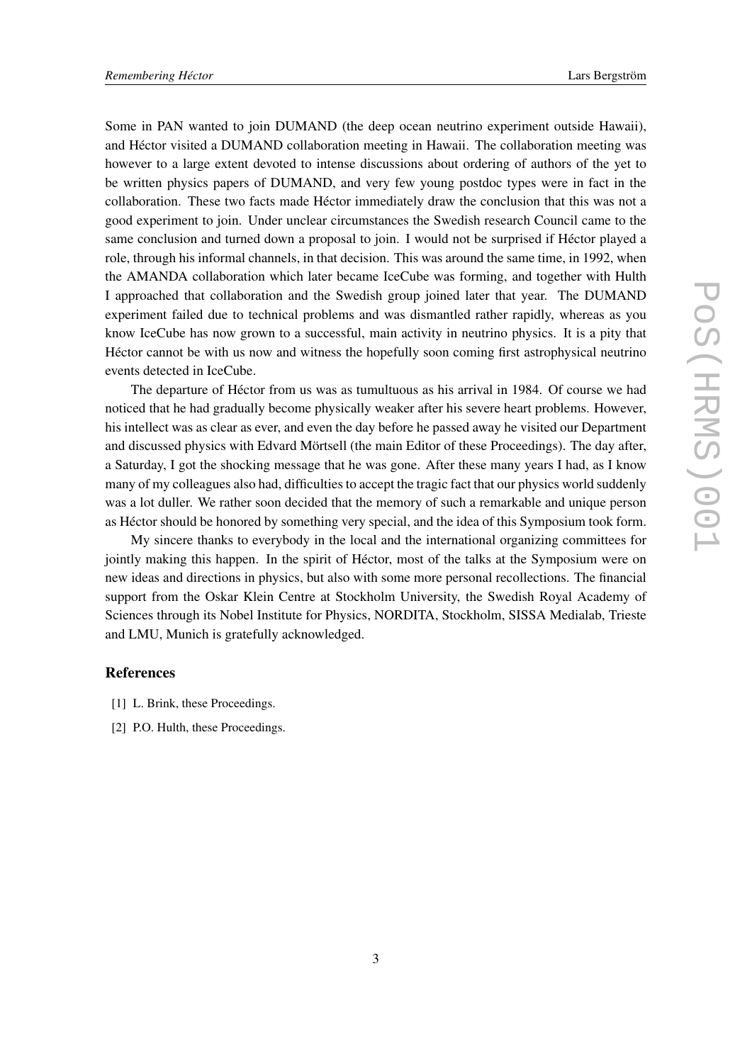Some in PAN wanted to join DUMAND (the deep ocean neutrino experiment outside Hawaii), and Héctor visited a DUMAND collaboration meeting in Hawaii. The collaboration meeting was however to a large extent devoted to intense discussions about ordering of authors of the yet to be written physics papers of DUMAND, and very few young postdoc types were in fact in the collaboration. These two facts made Héctor immediately draw the conclusion that this was not a good experiment to join. Under unclear circumstances the Swedish research Council came to the same conclusion and turned down a proposal to join. I would not be surprised if Héctor played a role, through his informal channels, in that decision. This was around the same time, in 1992, when the AMANDA collaboration which later became IceCube was forming, and together with Hulth I approached that collaboration and the Swedish group joined later that year. The DUMAND experiment failed due to technical problems and was dismantled rather rapidly, whereas as you know IceCube has now grown to a successful, main activity in neutrino physics. It is a pity that Héctor cannot be with us now and witness the hopefully soon coming first astrophysical neutrino events detected in IceCube.

The departure of Héctor from us was as tumultuous as his arrival in 1984. Of course we had noticed that he had gradually become physically weaker after his severe heart problems. However, his intellect was as clear as ever, and even the day before he passed away he visited our Department and discussed physics with Edvard Mörtsell (the main Editor of these Proceedings). The day after, a Saturday, I got the shocking message that he was gone. After these many years I had, as I know many of my colleagues also had, difficulties to accept the tragic fact that our physics world suddenly was a lot duller. We rather soon decided that the memory of such a remarkable and unique person as Héctor should be honored by something very special, and the idea of this Symposium took form.

My sincere thanks to everybody in the local and the international organizing committees for jointly making this happen. In the spirit of Héctor, most of the talks at the Symposium were on new ideas and directions in physics, but also with some more personal recollections. The financial support from the Oskar Klein Centre at Stockholm University, the Swedish Royal Academy of Sciences through its Nobel Institute for Physics, NORDITA, Stockholm, SISSA Medialab, Trieste and LMU, Munich is gratefully acknowledged.

## References

[1] L. Brink, these Proceedings.

[2] P.O. Hulth, these Proceedings.